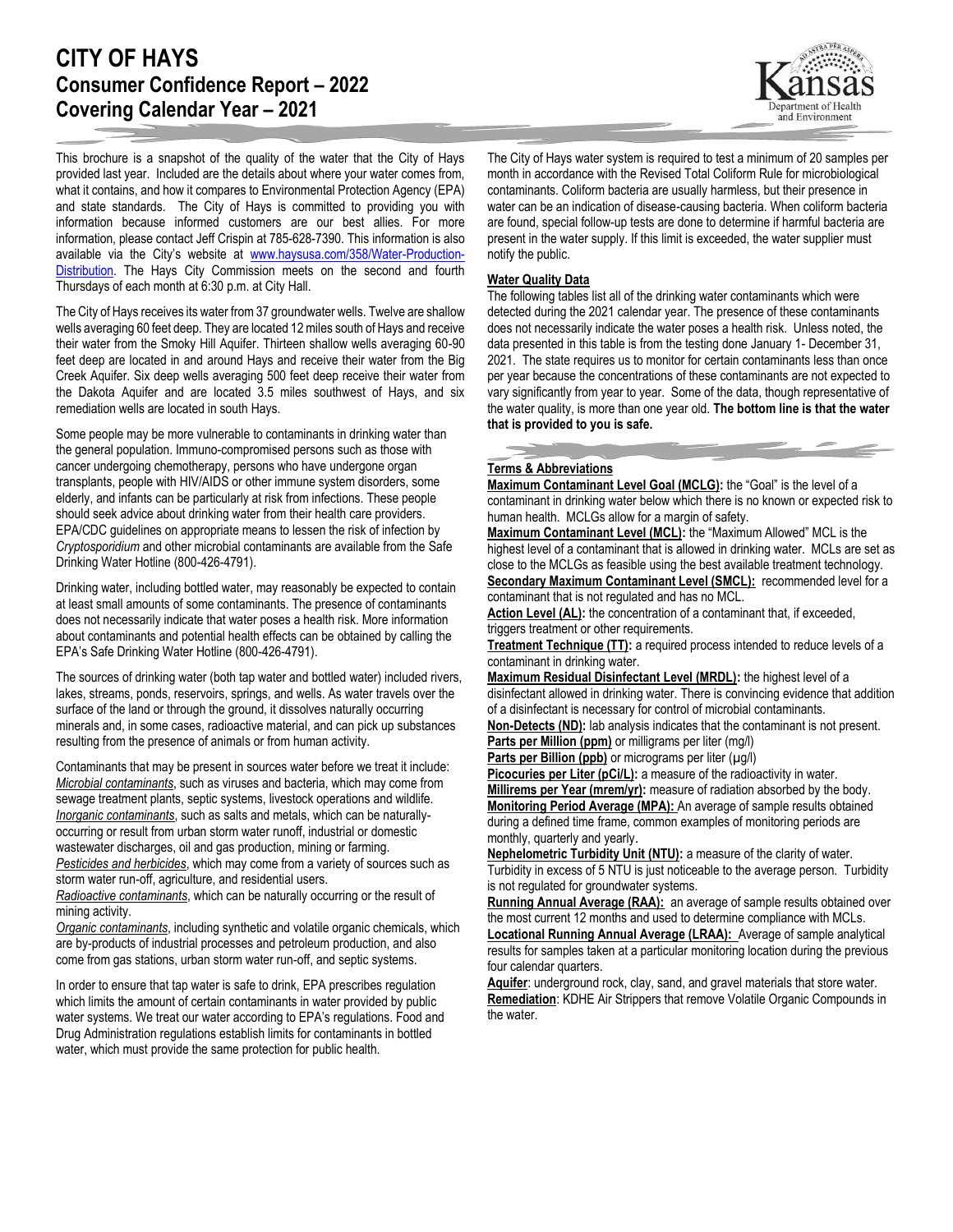# CITY OF HAYS
## Consumer Confidence Report – 2022
## Covering Calendar Year – 2021

This brochure is a snapshot of the quality of the water that the City of Hays provided last year. Included are the details about where your water comes from, what it contains, and how it compares to Environmental Protection Agency (EPA) and state standards. The City of Hays is committed to providing you with information because informed customers are our best allies. For more information, please contact Jeff Crispin at 785-628-7390. This information is also available via the City's website at www.haysusa.com/358/Water-Production-Distribution. The Hays City Commission meets on the second and fourth Thursdays of each month at 6:30 p.m. at City Hall.

The City of Hays receives its water from 37 groundwater wells. Twelve are shallow wells averaging 60 feet deep. They are located 12 miles south of Hays and receive their water from the Smoky Hill Aquifer. Thirteen shallow wells averaging 60-90 feet deep are located in and around Hays and receive their water from the Big Creek Aquifer. Six deep wells averaging 500 feet deep receive their water from the Dakota Aquifer and are located 3.5 miles southwest of Hays, and six remediation wells are located in south Hays.

Some people may be more vulnerable to contaminants in drinking water than the general population. Immuno-compromised persons such as those with cancer undergoing chemotherapy, persons who have undergone organ transplants, people with HIV/AIDS or other immune system disorders, some elderly, and infants can be particularly at risk from infections. These people should seek advice about drinking water from their health care providers. EPA/CDC guidelines on appropriate means to lessen the risk of infection by *Cryptosporidium* and other microbial contaminants are available from the Safe Drinking Water Hotline (800-426-4791).

Drinking water, including bottled water, may reasonably be expected to contain at least small amounts of some contaminants. The presence of contaminants does not necessarily indicate that water poses a health risk. More information about contaminants and potential health effects can be obtained by calling the EPA's Safe Drinking Water Hotline (800-426-4791).

The sources of drinking water (both tap water and bottled water) included rivers, lakes, streams, ponds, reservoirs, springs, and wells. As water travels over the surface of the land or through the ground, it dissolves naturally occurring minerals and, in some cases, radioactive material, and can pick up substances resulting from the presence of animals or from human activity.

Contaminants that may be present in sources water before we treat it include:
*Microbial contaminants*, such as viruses and bacteria, which may come from sewage treatment plants, septic systems, livestock operations and wildlife.
*Inorganic contaminants*, such as salts and metals, which can be naturally-occurring or result from urban storm water runoff, industrial or domestic wastewater discharges, oil and gas production, mining or farming.
*Pesticides and herbicides*, which may come from a variety of sources such as storm water run-off, agriculture, and residential users.
*Radioactive contaminants*, which can be naturally occurring or the result of mining activity.
*Organic contaminants*, including synthetic and volatile organic chemicals, which are by-products of industrial processes and petroleum production, and also come from gas stations, urban storm water run-off, and septic systems.

In order to ensure that tap water is safe to drink, EPA prescribes regulation which limits the amount of certain contaminants in water provided by public water systems. We treat our water according to EPA's regulations. Food and Drug Administration regulations establish limits for contaminants in bottled water, which must provide the same protection for public health.

The City of Hays water system is required to test a minimum of 20 samples per month in accordance with the Revised Total Coliform Rule for microbiological contaminants. Coliform bacteria are usually harmless, but their presence in water can be an indication of disease-causing bacteria. When coliform bacteria are found, special follow-up tests are done to determine if harmful bacteria are present in the water supply. If this limit is exceeded, the water supplier must notify the public.

### Water Quality Data

The following tables list all of the drinking water contaminants which were detected during the 2021 calendar year. The presence of these contaminants does not necessarily indicate the water poses a health risk. Unless noted, the data presented in this table is from the testing done January 1- December 31, 2021. The state requires us to monitor for certain contaminants less than once per year because the concentrations of these contaminants are not expected to vary significantly from year to year. Some of the data, though representative of the water quality, is more than one year old. **The bottom line is that the water that is provided to you is safe.**

### Terms & Abbreviations

**Maximum Contaminant Level Goal (MCLG):** the "Goal" is the level of a contaminant in drinking water below which there is no known or expected risk to human health. MCLGs allow for a margin of safety.
**Maximum Contaminant Level (MCL):** the "Maximum Allowed" MCL is the highest level of a contaminant that is allowed in drinking water. MCLs are set as close to the MCLGs as feasible using the best available treatment technology.
**Secondary Maximum Contaminant Level (SMCL):** recommended level for a contaminant that is not regulated and has no MCL.
**Action Level (AL):** the concentration of a contaminant that, if exceeded, triggers treatment or other requirements.
**Treatment Technique (TT):** a required process intended to reduce levels of a contaminant in drinking water.
**Maximum Residual Disinfectant Level (MRDL):** the highest level of a disinfectant allowed in drinking water. There is convincing evidence that addition of a disinfectant is necessary for control of microbial contaminants.
**Non-Detects (ND):** lab analysis indicates that the contaminant is not present.
**Parts per Million (ppm)** or milligrams per liter (mg/l)
**Parts per Billion (ppb)** or micrograms per liter (µg/l)
**Picocuries per Liter (pCi/L):** a measure of the radioactivity in water.
**Millirems per Year (mrem/yr):** measure of radiation absorbed by the body.
**Monitoring Period Average (MPA):** An average of sample results obtained during a defined time frame, common examples of monitoring periods are monthly, quarterly and yearly.
**Nephelometric Turbidity Unit (NTU):** a measure of the clarity of water. Turbidity in excess of 5 NTU is just noticeable to the average person. Turbidity is not regulated for groundwater systems.
**Running Annual Average (RAA):** an average of sample results obtained over the most current 12 months and used to determine compliance with MCLs.
**Locational Running Annual Average (LRAA):** Average of sample analytical results for samples taken at a particular monitoring location during the previous four calendar quarters.
**Aquifer**: underground rock, clay, sand, and gravel materials that store water.
**Remediation**: KDHE Air Strippers that remove Volatile Organic Compounds in the water.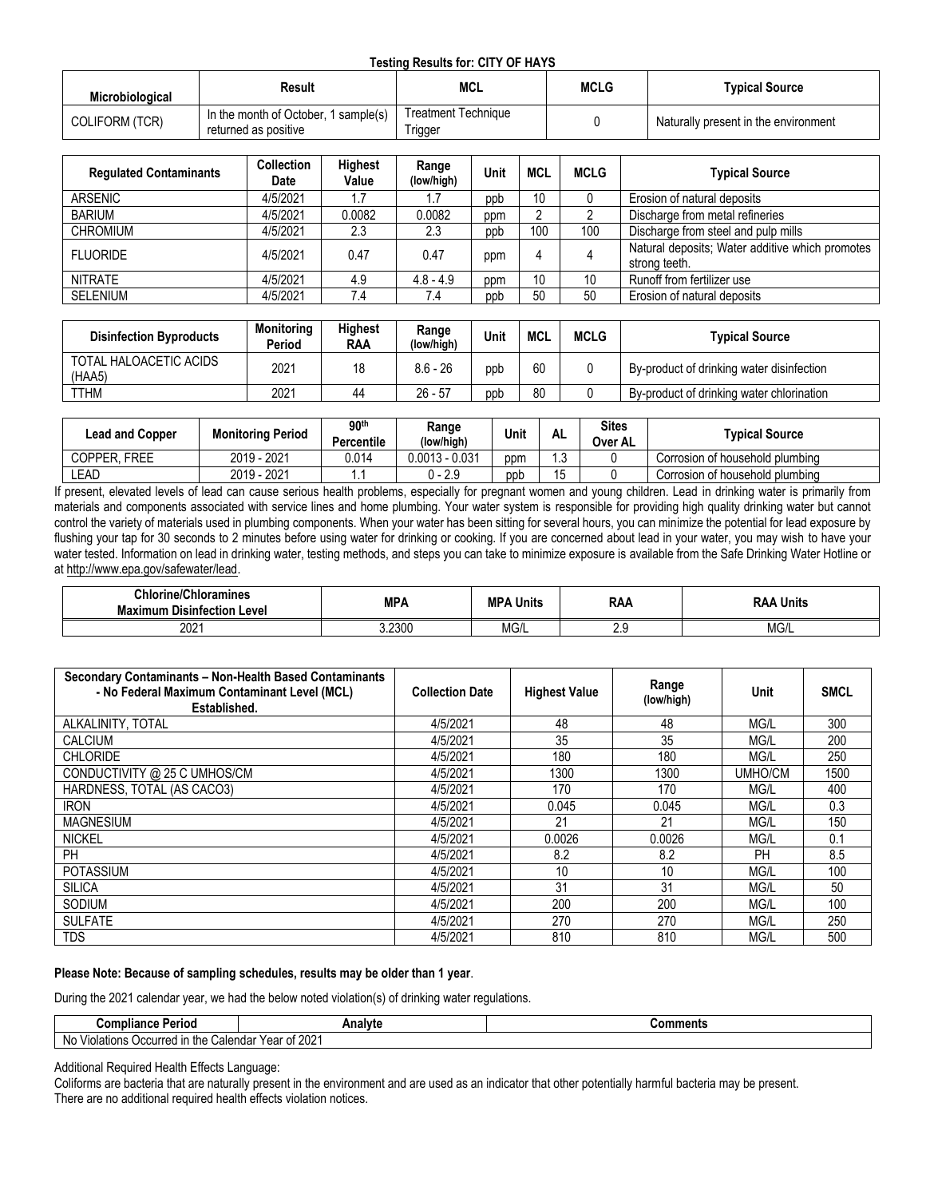**Testing Results for: CITY OF HAYS**

| Microbiological | Result | MCL | MCLG | Typical Source |
|---|---|---|---|---|
| COLIFORM (TCR) | In the month of October, 1 sample(s) returned as positive | Treatment Technique Trigger | 0 | Naturally present in the environment |

| Regulated Contaminants | Collection Date | Highest Value | Range (low/high) | Unit | MCL | MCLG | Typical Source |
|---|---|---|---|---|---|---|---|
| ARSENIC | 4/5/2021 | 1.7 | 1.7 | ppb | 10 | 0 | Erosion of natural deposits |
| BARIUM | 4/5/2021 | 0.0082 | 0.0082 | ppm | 2 | 2 | Discharge from metal refineries |
| CHROMIUM | 4/5/2021 | 2.3 | 2.3 | ppb | 100 | 100 | Discharge from steel and pulp mills |
| FLUORIDE | 4/5/2021 | 0.47 | 0.47 | ppm | 4 | 4 | Natural deposits; Water additive which promotes strong teeth. |
| NITRATE | 4/5/2021 | 4.9 | 4.8 - 4.9 | ppm | 10 | 10 | Runoff from fertilizer use |
| SELENIUM | 4/5/2021 | 7.4 | 7.4 | ppb | 50 | 50 | Erosion of natural deposits |

| Disinfection Byproducts | Monitoring Period | Highest RAA | Range (low/high) | Unit | MCL | MCLG | Typical Source |
|---|---|---|---|---|---|---|---|
| TOTAL HALOACETIC ACIDS (HAA5) | 2021 | 18 | 8.6 - 26 | ppb | 60 | 0 | By-product of drinking water disinfection |
| TTHM | 2021 | 44 | 26 - 57 | ppb | 80 | 0 | By-product of drinking water chlorination |

| Lead and Copper | Monitoring Period | 90th Percentile | Range (low/high) | Unit | AL | Sites Over AL | Typical Source |
|---|---|---|---|---|---|---|---|
| COPPER, FREE | 2019 - 2021 | 0.014 | 0.0013 - 0.031 | ppm | 1.3 | 0 | Corrosion of household plumbing |
| LEAD | 2019 - 2021 | 1.1 | 0 - 2.9 | ppb | 15 | 0 | Corrosion of household plumbing |

If present, elevated levels of lead can cause serious health problems, especially for pregnant women and young children. Lead in drinking water is primarily from materials and components associated with service lines and home plumbing. Your water system is responsible for providing high quality drinking water but cannot control the variety of materials used in plumbing components. When your water has been sitting for several hours, you can minimize the potential for lead exposure by flushing your tap for 30 seconds to 2 minutes before using water for drinking or cooking. If you are concerned about lead in your water, you may wish to have your water tested. Information on lead in drinking water, testing methods, and steps you can take to minimize exposure is available from the Safe Drinking Water Hotline or at http://www.epa.gov/safewater/lead.

| Chlorine/Chloramines Maximum Disinfection Level | MPA | MPA Units | RAA | RAA Units |
|---|---|---|---|---|
| 2021 | 3.2300 | MG/L | 2.9 | MG/L |

| Secondary Contaminants – Non-Health Based Contaminants - No Federal Maximum Contaminant Level (MCL) Established. | Collection Date | Highest Value | Range (low/high) | Unit | SMCL |
|---|---|---|---|---|---|
| ALKALINITY, TOTAL | 4/5/2021 | 48 | 48 | MG/L | 300 |
| CALCIUM | 4/5/2021 | 35 | 35 | MG/L | 200 |
| CHLORIDE | 4/5/2021 | 180 | 180 | MG/L | 250 |
| CONDUCTIVITY @ 25 C UMHOS/CM | 4/5/2021 | 1300 | 1300 | UMHO/CM | 1500 |
| HARDNESS, TOTAL (AS CACO3) | 4/5/2021 | 170 | 170 | MG/L | 400 |
| IRON | 4/5/2021 | 0.045 | 0.045 | MG/L | 0.3 |
| MAGNESIUM | 4/5/2021 | 21 | 21 | MG/L | 150 |
| NICKEL | 4/5/2021 | 0.0026 | 0.0026 | MG/L | 0.1 |
| PH | 4/5/2021 | 8.2 | 8.2 | PH | 8.5 |
| POTASSIUM | 4/5/2021 | 10 | 10 | MG/L | 100 |
| SILICA | 4/5/2021 | 31 | 31 | MG/L | 50 |
| SODIUM | 4/5/2021 | 200 | 200 | MG/L | 100 |
| SULFATE | 4/5/2021 | 270 | 270 | MG/L | 250 |
| TDS | 4/5/2021 | 810 | 810 | MG/L | 500 |

**Please Note: Because of sampling schedules, results may be older than 1 year**.

During the 2021 calendar year, we had the below noted violation(s) of drinking water regulations.

| Compliance Period | Analyte | Comments |
|---|---|---|
| No Violations Occurred in the Calendar Year of 2021 | | |

Additional Required Health Effects Language:

Coliforms are bacteria that are naturally present in the environment and are used as an indicator that other potentially harmful bacteria may be present.

There are no additional required health effects violation notices.